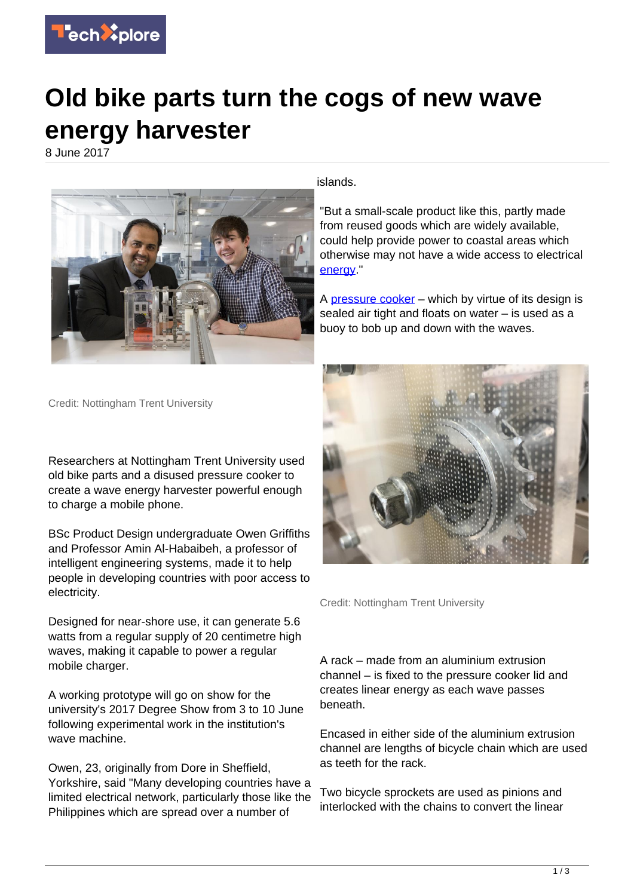# Old bike parts turn the cogs of new wave energy harvester

8 June 2017

Credit: Nottingham Trent University

Researchers at Nottingham Trent University used old bike parts and a disused pressure cooker to create a wave energy harvester powerful enough to charge a mobile phone.

BSc Product Design undergraduate Owen Griffiths and Professor Amin Al-Habaibeh, a professor of intelligent engineering systems, made it to help people in developing countries with poor access to electricity.

Designed for near-shore use, it can generate 5.6 watts from a regular supply of 20 centimetre high waves, making it capable to power a regular mobile charger.

A working prototype will go on show for the university's 2017 Degree Show from 3 to 10 June following experimental work in the institution's wave machine.

Owen, 23, originally from Dore in Sheffield, Yorkshire, said "Many developing countries have a limited electrical network, particularly those like the Philippines which are spread over a number of islands.

"But a small-scale product like this, partly made from reused goods which are widely available, could help provide power to coastal areas which otherwise may not have a wide access to electrical energy."

A pressure cooker – which by virtue of its design is sealed air tight and floats on water – is used as a buoy to bob up and down with the waves.

Credit: Nottingham Trent University

A rack – made from an aluminium extrusion channel – is fixed to the pressure cooker lid and creates linear energy as each wave passes beneath.

Encased in either side of the aluminium extrusion channel are lengths of bicycle chain which are used as teeth for the rack.

Two bicycle sprockets are used as pinions and interlocked with the chains to convert the linear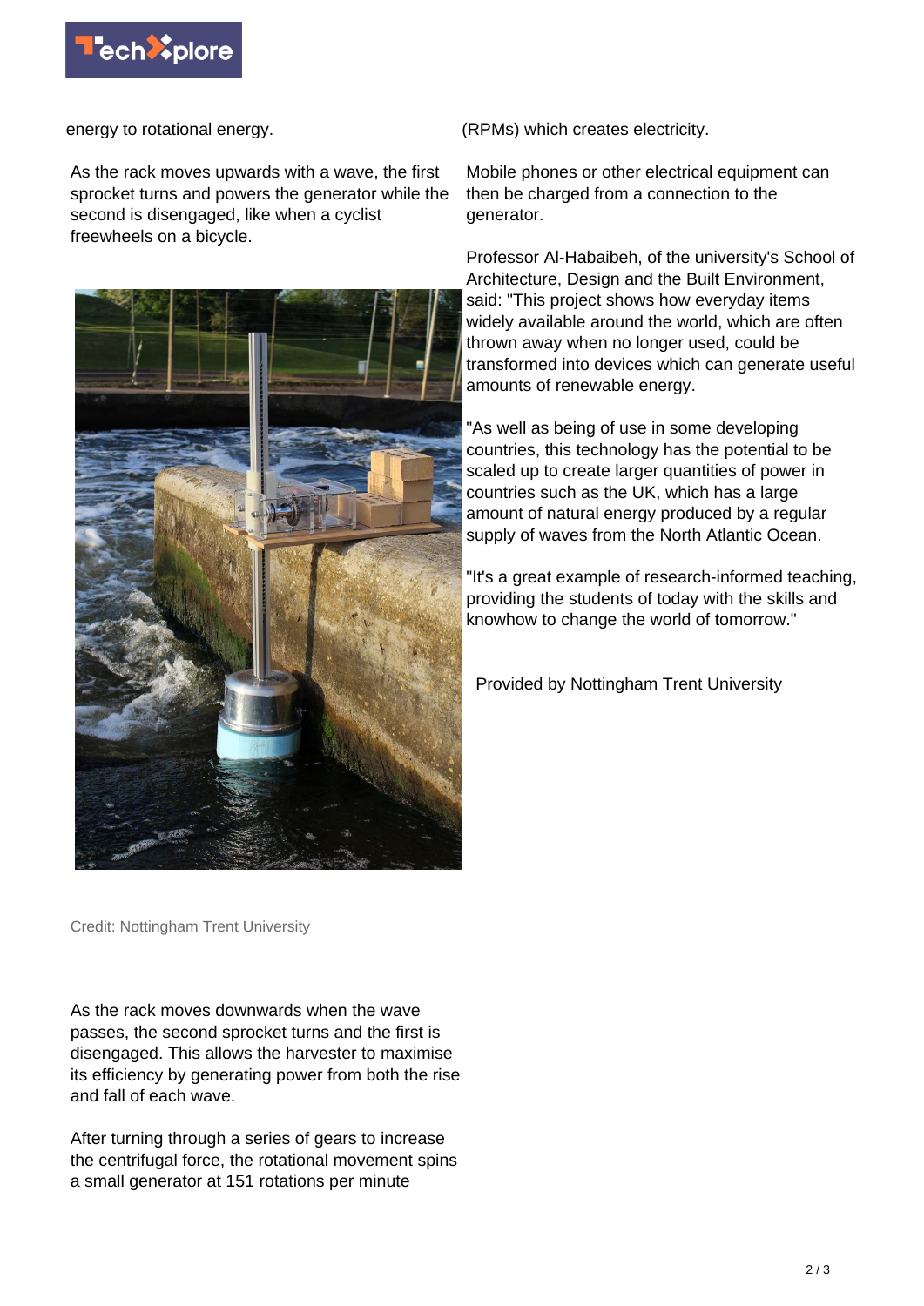energy to rotational energy.

As the rack moves upwards with a wave, the first sprocket turns and powers the generator while the second is disengaged, like when a cyclist freewheels on a bicycle.

Credit: Nottingham Trent University

As the rack moves downwards when the wave passes, the second sprocket turns and the first is disengaged. This allows the harvester to maximise its efficiency by generating power from both the rise and fall of each wave.

After turning through a series of gears to increase the centrifugal force, the rotational movement spins a small generator at 151 rotations per minute (RPMs) which creates electricity.

Mobile phones or other electrical equipment can then be charged from a connection to the generator.

Professor Al-Habaibeh, of the university's School of Architecture, Design and the Built Environment, said: "This project shows how everyday items widely available around the world, which are often thrown away when no longer used, could be transformed into devices which can generate useful amounts of renewable energy.

"As well as being of use in some developing countries, this technology has the potential to be scaled up to create larger quantities of power in countries such as the UK, which has a large amount of natural energy produced by a regular supply of waves from the North Atlantic Ocean.

"It's a great example of research-informed teaching, providing the students of today with the skills and knowhow to change the world of tomorrow."

Provided by Nottingham Trent University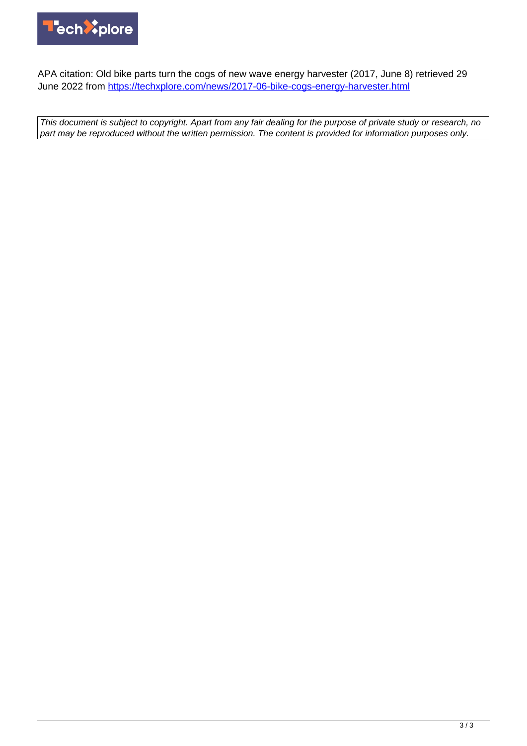APA citation: Old bike parts turn the cogs of new wave energy harvester (2017, June 8) retrieved 29 June 2022 from https://techxplore.com/news/2017-06-bike-cogs-energy-harvester.html

*This document is subject to copyright. Apart from any fair dealing for the purpose of private study or research, no part may be reproduced without the written permission. The content is provided for information purposes only.*